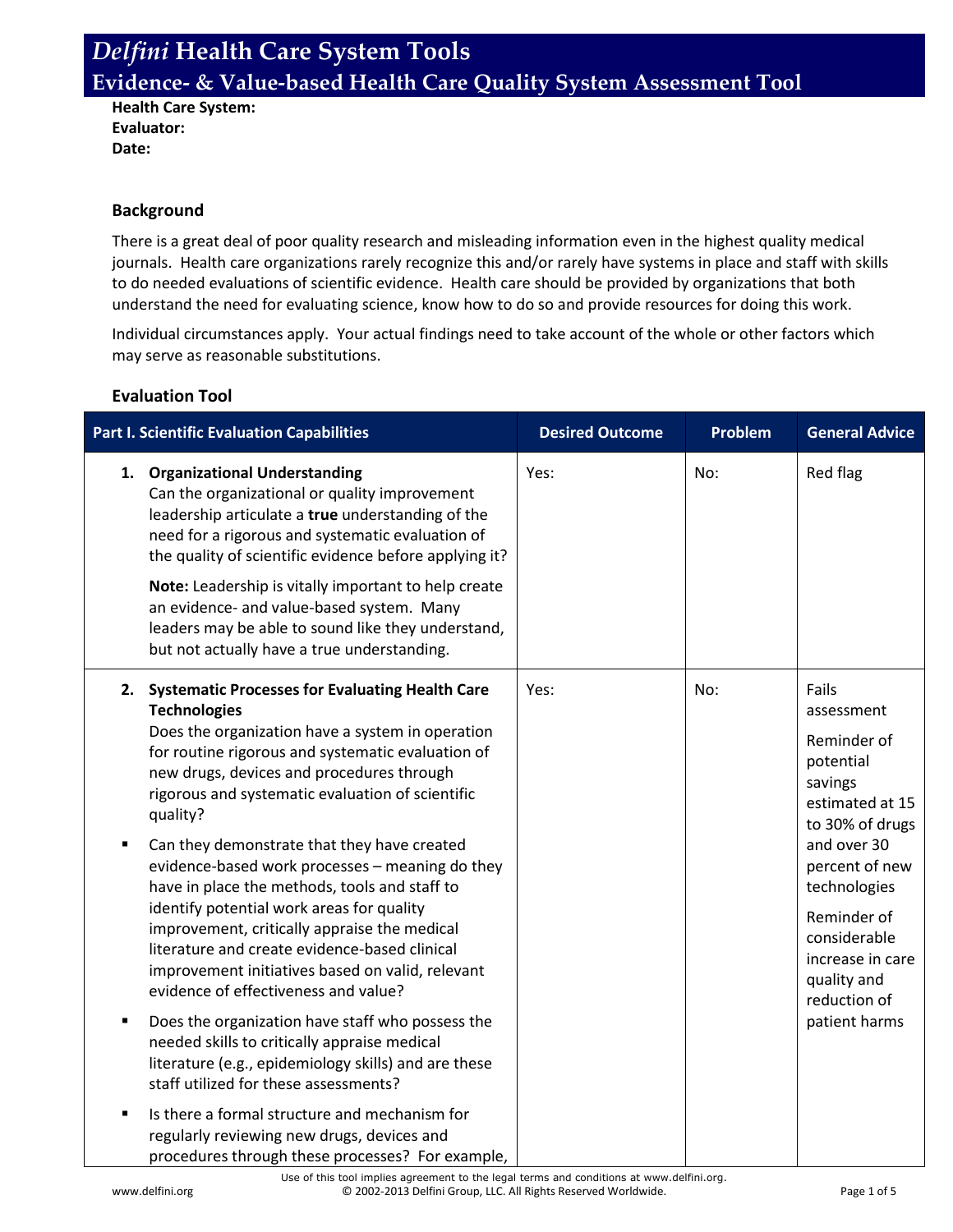# *Delfini* Health Care System Tools

## Evidence- & Value-based Health Care Quality System Assessment Tool

**Health Care System:**
**Evaluator:**
**Date:**

### Background

There is a great deal of poor quality research and misleading information even in the highest quality medical journals. Health care organizations rarely recognize this and/or rarely have systems in place and staff with skills to do needed evaluations of scientific evidence. Health care should be provided by organizations that both understand the need for evaluating science, know how to do so and provide resources for doing this work.

Individual circumstances apply. Your actual findings need to take account of the whole or other factors which may serve as reasonable substitutions.

### Evaluation Tool

| Part I. Scientific Evaluation Capabilities | Desired Outcome | Problem | General Advice |
|---|---|---|---|
| **1. Organizational Understanding**<br>Can the organizational or quality improvement leadership articulate a **true** understanding of the need for a rigorous and systematic evaluation of the quality of scientific evidence before applying it?<br><br>**Note:** Leadership is vitally important to help create an evidence- and value-based system. Many leaders may be able to sound like they understand, but not actually have a true understanding. | Yes: | No: | Red flag |
| **2. Systematic Processes for Evaluating Health Care Technologies**<br>Does the organization have a system in operation for routine rigorous and systematic evaluation of new drugs, devices and procedures through rigorous and systematic evaluation of scientific quality?<br><br>▪ Can they demonstrate that they have created evidence-based work processes – meaning do they have in place the methods, tools and staff to identify potential work areas for quality improvement, critically appraise the medical literature and create evidence-based clinical improvement initiatives based on valid, relevant evidence of effectiveness and value?<br><br>▪ Does the organization have staff who possess the needed skills to critically appraise medical literature (e.g., epidemiology skills) and are these staff utilized for these assessments?<br><br>▪ Is there a formal structure and mechanism for regularly reviewing new drugs, devices and procedures through these processes? For example, | Yes: | No: | Fails assessment<br><br>Reminder of potential savings estimated at 15 to 30% of drugs and over 30 percent of new technologies<br><br>Reminder of considerable increase in care quality and reduction of patient harms |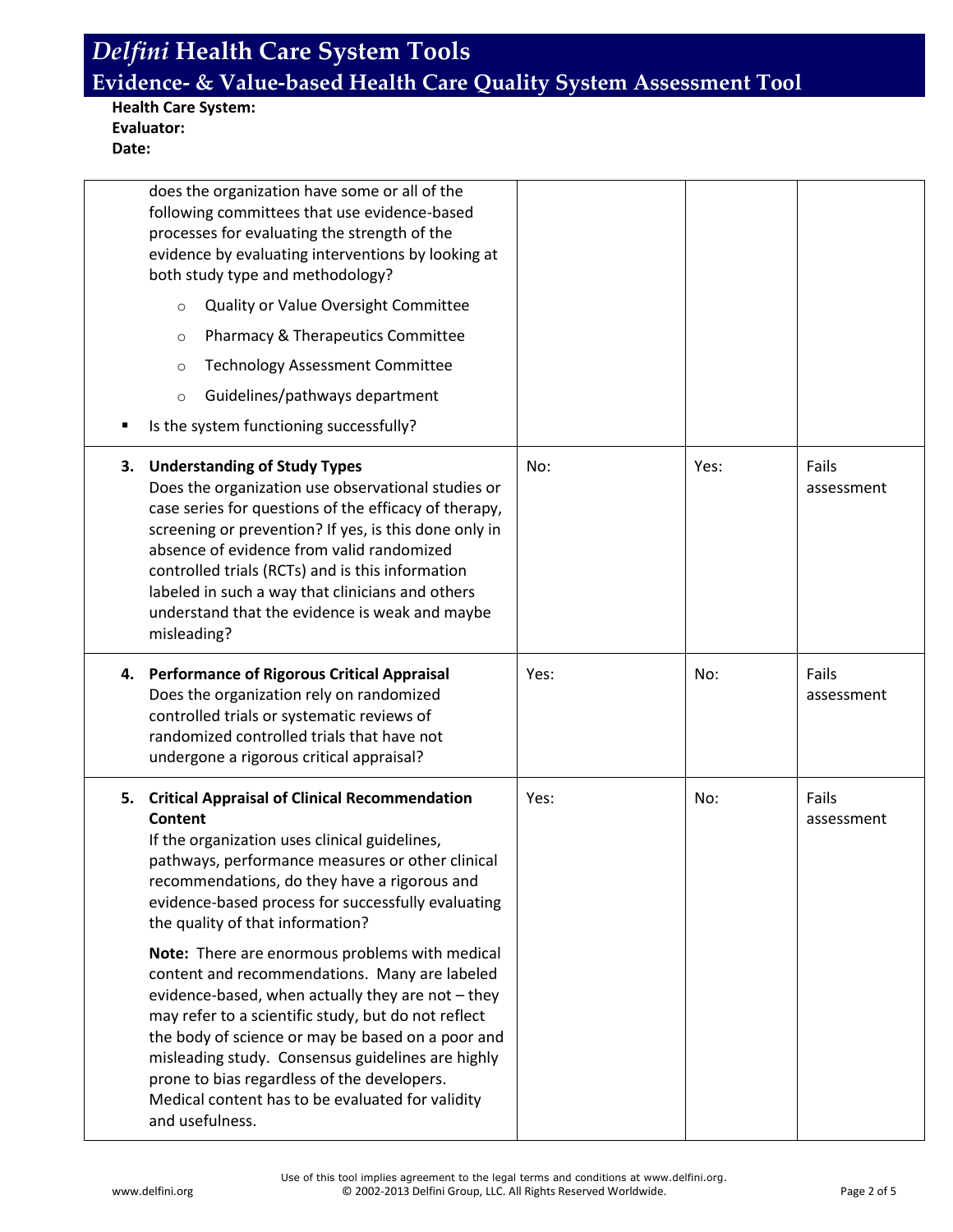# *Delfini* Health Care System Tools

## Evidence- & Value-based Health Care Quality System Assessment Tool

**Health Care System:**
**Evaluator:**
**Date:**

| | | | |
|---|---|---|---|
| does the organization have some or all of the following committees that use evidence-based processes for evaluating the strength of the evidence by evaluating interventions by looking at both study type and methodology?<br>○ Quality or Value Oversight Committee<br>○ Pharmacy & Therapeutics Committee<br>○ Technology Assessment Committee<br>○ Guidelines/pathways department<br>▪ Is the system functioning successfully? | | | |
| **3. Understanding of Study Types**<br>Does the organization use observational studies or case series for questions of the efficacy of therapy, screening or prevention? If yes, is this done only in absence of evidence from valid randomized controlled trials (RCTs) and is this information labeled in such a way that clinicians and others understand that the evidence is weak and maybe misleading? | No: | Yes: | Fails assessment |
| **4. Performance of Rigorous Critical Appraisal**<br>Does the organization rely on randomized controlled trials or systematic reviews of randomized controlled trials that have not undergone a rigorous critical appraisal? | Yes: | No: | Fails assessment |
| **5. Critical Appraisal of Clinical Recommendation Content**<br>If the organization uses clinical guidelines, pathways, performance measures or other clinical recommendations, do they have a rigorous and evidence-based process for successfully evaluating the quality of that information?<br><br>**Note:** There are enormous problems with medical content and recommendations. Many are labeled evidence-based, when actually they are not – they may refer to a scientific study, but do not reflect the body of science or may be based on a poor and misleading study. Consensus guidelines are highly prone to bias regardless of the developers. Medical content has to be evaluated for validity and usefulness. | Yes: | No: | Fails assessment |

Use of this tool implies agreement to the legal terms and conditions at www.delfini.org.
© 2002-2013 Delfini Group, LLC. All Rights Reserved Worldwide.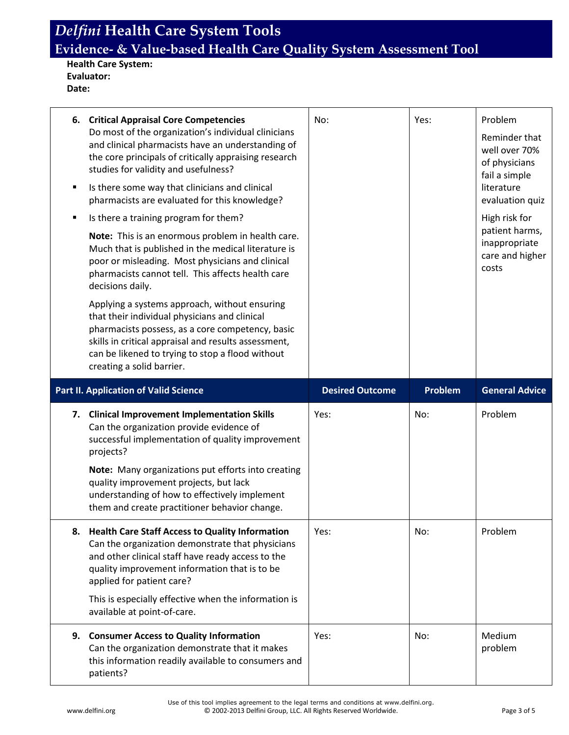# *Delfini* Health Care System Tools

## Evidence- & Value-based Health Care Quality System Assessment Tool

**Health Care System:**
**Evaluator:**
**Date:**

| | | | |
|---|---|---|---|
| **6. Critical Appraisal Core Competencies**<br>Do most of the organization's individual clinicians and clinical pharmacists have an understanding of the core principals of critically appraising research studies for validity and usefulness?<br>▪ Is there some way that clinicians and clinical pharmacists are evaluated for this knowledge?<br>▪ Is there a training program for them?<br>**Note:** This is an enormous problem in health care. Much that is published in the medical literature is poor or misleading. Most physicians and clinical pharmacists cannot tell. This affects health care decisions daily.<br>Applying a systems approach, without ensuring that their individual physicians and clinical pharmacists possess, as a core competency, basic skills in critical appraisal and results assessment, can be likened to trying to stop a flood without creating a solid barrier. | No: | Yes: | Problem<br>Reminder that well over 70% of physicians fail a simple literature evaluation quiz<br>High risk for patient harms, inappropriate care and higher costs |
| **Part II. Application of Valid Science** | **Desired Outcome** | **Problem** | **General Advice** |
| **7. Clinical Improvement Implementation Skills**<br>Can the organization provide evidence of successful implementation of quality improvement projects?<br>**Note:** Many organizations put efforts into creating quality improvement projects, but lack understanding of how to effectively implement them and create practitioner behavior change. | Yes: | No: | Problem |
| **8. Health Care Staff Access to Quality Information**<br>Can the organization demonstrate that physicians and other clinical staff have ready access to the quality improvement information that is to be applied for patient care?<br>This is especially effective when the information is available at point-of-care. | Yes: | No: | Problem |
| **9. Consumer Access to Quality Information**<br>Can the organization demonstrate that it makes this information readily available to consumers and patients? | Yes: | No: | Medium problem |

Use of this tool implies agreement to the legal terms and conditions at www.delfini.org.
© 2002-2013 Delfini Group, LLC. All Rights Reserved Worldwide.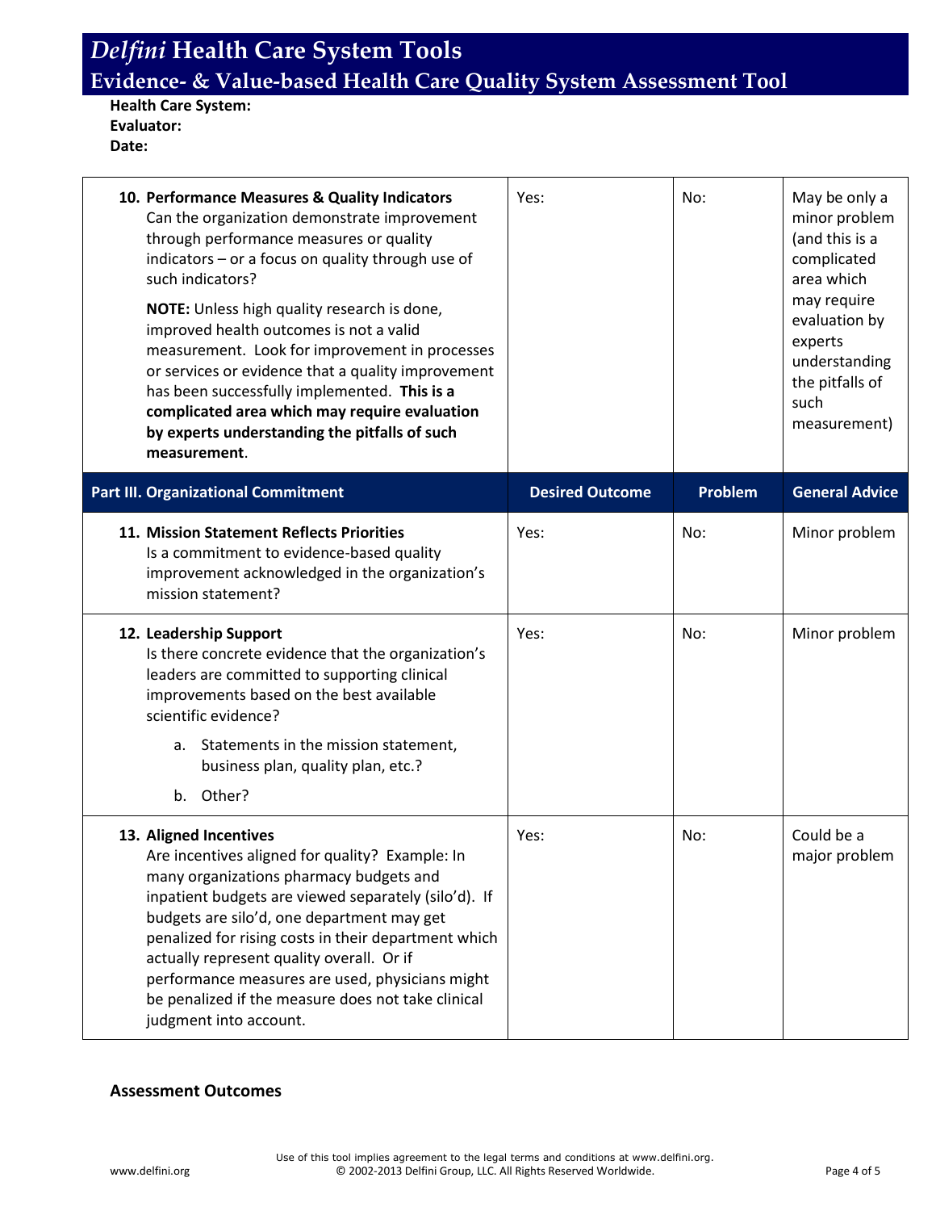# *Delfini* Health Care System Tools

## Evidence- & Value-based Health Care Quality System Assessment Tool

**Health Care System:**
**Evaluator:**
**Date:**

| | | | |
|---|---|---|---|
| **10. Performance Measures & Quality Indicators** Can the organization demonstrate improvement through performance measures or quality indicators – or a focus on quality through use of such indicators? **NOTE:** Unless high quality research is done, improved health outcomes is not a valid measurement. Look for improvement in processes or services or evidence that a quality improvement has been successfully implemented. **This is a complicated area which may require evaluation by experts understanding the pitfalls of such measurement**. | Yes: | No: | May be only a minor problem (and this is a complicated area which may require evaluation by experts understanding the pitfalls of such measurement) |
| **Part III. Organizational Commitment** | **Desired Outcome** | **Problem** | **General Advice** |
| **11. Mission Statement Reflects Priorities** Is a commitment to evidence-based quality improvement acknowledged in the organization's mission statement? | Yes: | No: | Minor problem |
| **12. Leadership Support** Is there concrete evidence that the organization's leaders are committed to supporting clinical improvements based on the best available scientific evidence? a. Statements in the mission statement, business plan, quality plan, etc.? b. Other? | Yes: | No: | Minor problem |
| **13. Aligned Incentives** Are incentives aligned for quality? Example: In many organizations pharmacy budgets and inpatient budgets are viewed separately (silo'd). If budgets are silo'd, one department may get penalized for rising costs in their department which actually represent quality overall. Or if performance measures are used, physicians might be penalized if the measure does not take clinical judgment into account. | Yes: | No: | Could be a major problem |

**Assessment Outcomes**

Use of this tool implies agreement to the legal terms and conditions at www.delfini.org.
© 2002-2013 Delfini Group, LLC. All Rights Reserved Worldwide.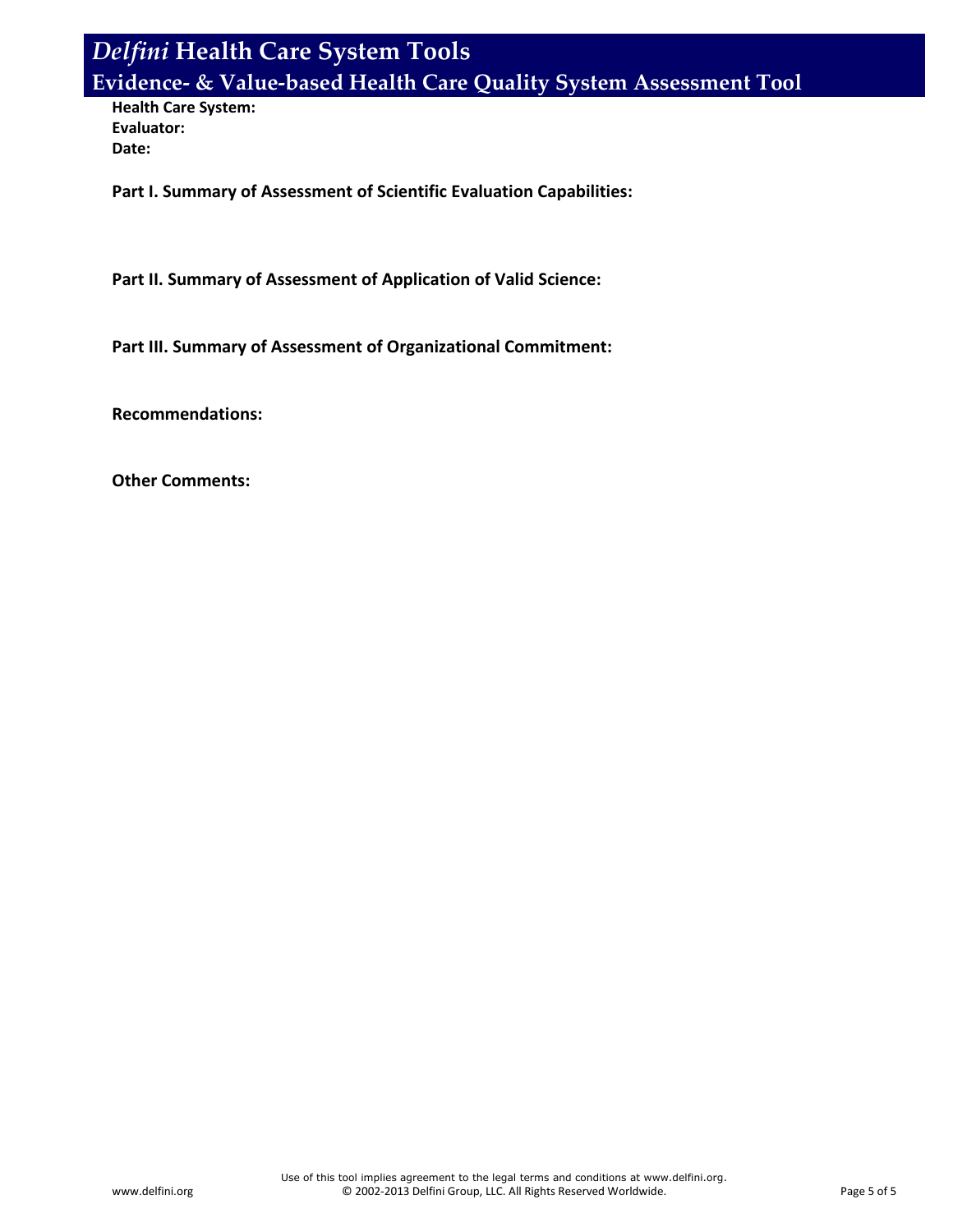# *Delfini* Health Care System Tools

## Evidence- & Value-based Health Care Quality System Assessment Tool

**Health Care System:**
**Evaluator:**
**Date:**

**Part I. Summary of Assessment of Scientific Evaluation Capabilities:**

**Part II. Summary of Assessment of Application of Valid Science:**

**Part III. Summary of Assessment of Organizational Commitment:**

**Recommendations:**

**Other Comments:**

Use of this tool implies agreement to the legal terms and conditions at www.delfini.org.
© 2002-2013 Delfini Group, LLC. All Rights Reserved Worldwide.